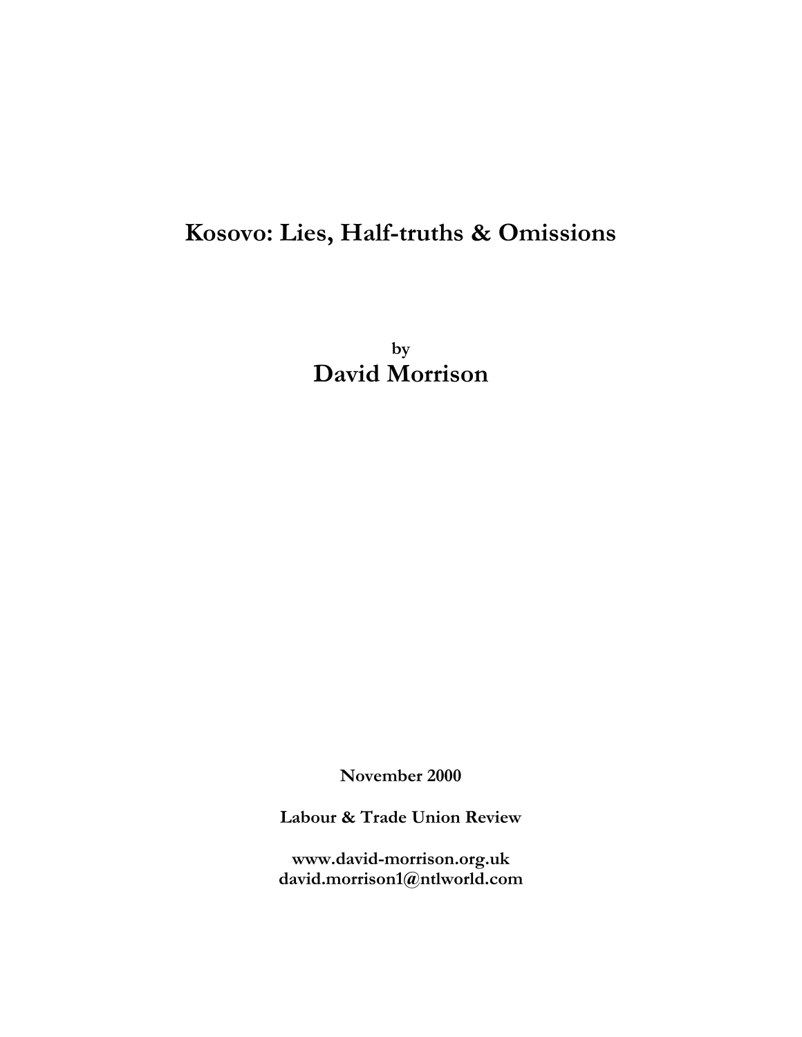# Kosovo: Lies, Half-truths & Omissions

**by**

## David Morrison

**November 2000**

**Labour & Trade Union Review**

**www.david-morrison.org.uk**
**david.morrison1@ntlworld.com**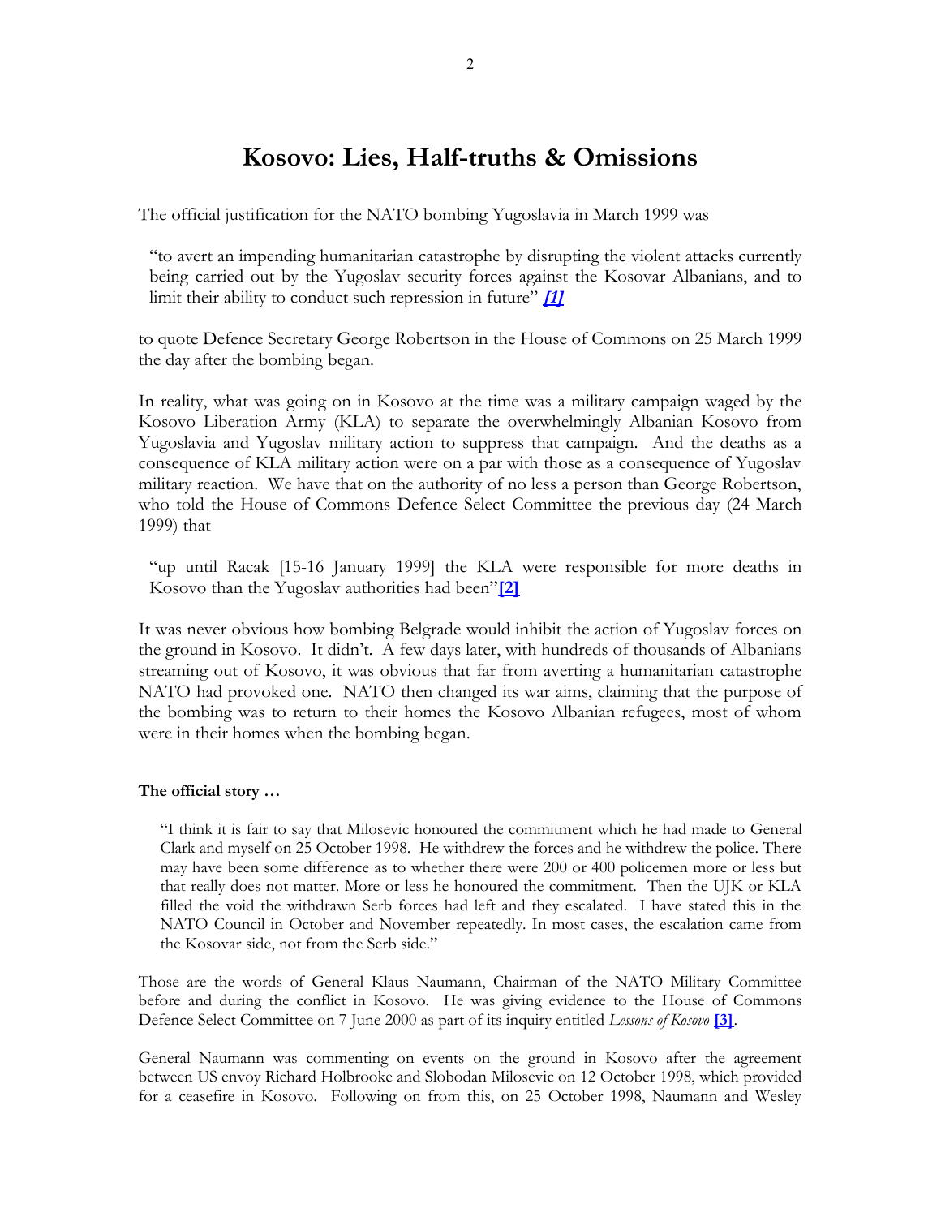# Kosovo: Lies, Half-truths & Omissions

The official justification for the NATO bombing Yugoslavia in March 1999 was

> "to avert an impending humanitarian catastrophe by disrupting the violent attacks currently being carried out by the Yugoslav security forces against the Kosovar Albanians, and to limit their ability to conduct such repression in future" ***[1]***

to quote Defence Secretary George Robertson in the House of Commons on 25 March 1999 the day after the bombing began.

In reality, what was going on in Kosovo at the time was a military campaign waged by the Kosovo Liberation Army (KLA) to separate the overwhelmingly Albanian Kosovo from Yugoslavia and Yugoslav military action to suppress that campaign. And the deaths as a consequence of KLA military action were on a par with those as a consequence of Yugoslav military reaction. We have that on the authority of no less a person than George Robertson, who told the House of Commons Defence Select Committee the previous day (24 March 1999) that

> "up until Racak [15-16 January 1999] the KLA were responsible for more deaths in Kosovo than the Yugoslav authorities had been"**[2]**

It was never obvious how bombing Belgrade would inhibit the action of Yugoslav forces on the ground in Kosovo. It didn't. A few days later, with hundreds of thousands of Albanians streaming out of Kosovo, it was obvious that far from averting a humanitarian catastrophe NATO had provoked one. NATO then changed its war aims, claiming that the purpose of the bombing was to return to their homes the Kosovo Albanian refugees, most of whom were in their homes when the bombing began.

**The official story …**

> "I think it is fair to say that Milosevic honoured the commitment which he had made to General Clark and myself on 25 October 1998. He withdrew the forces and he withdrew the police. There may have been some difference as to whether there were 200 or 400 policemen more or less but that really does not matter. More or less he honoured the commitment. Then the UJK or KLA filled the void the withdrawn Serb forces had left and they escalated. I have stated this in the NATO Council in October and November repeatedly. In most cases, the escalation came from the Kosovar side, not from the Serb side."

Those are the words of General Klaus Naumann, Chairman of the NATO Military Committee before and during the conflict in Kosovo. He was giving evidence to the House of Commons Defence Select Committee on 7 June 2000 as part of its inquiry entitled *Lessons of Kosovo* **[3]**.

General Naumann was commenting on events on the ground in Kosovo after the agreement between US envoy Richard Holbrooke and Slobodan Milosevic on 12 October 1998, which provided for a ceasefire in Kosovo. Following on from this, on 25 October 1998, Naumann and Wesley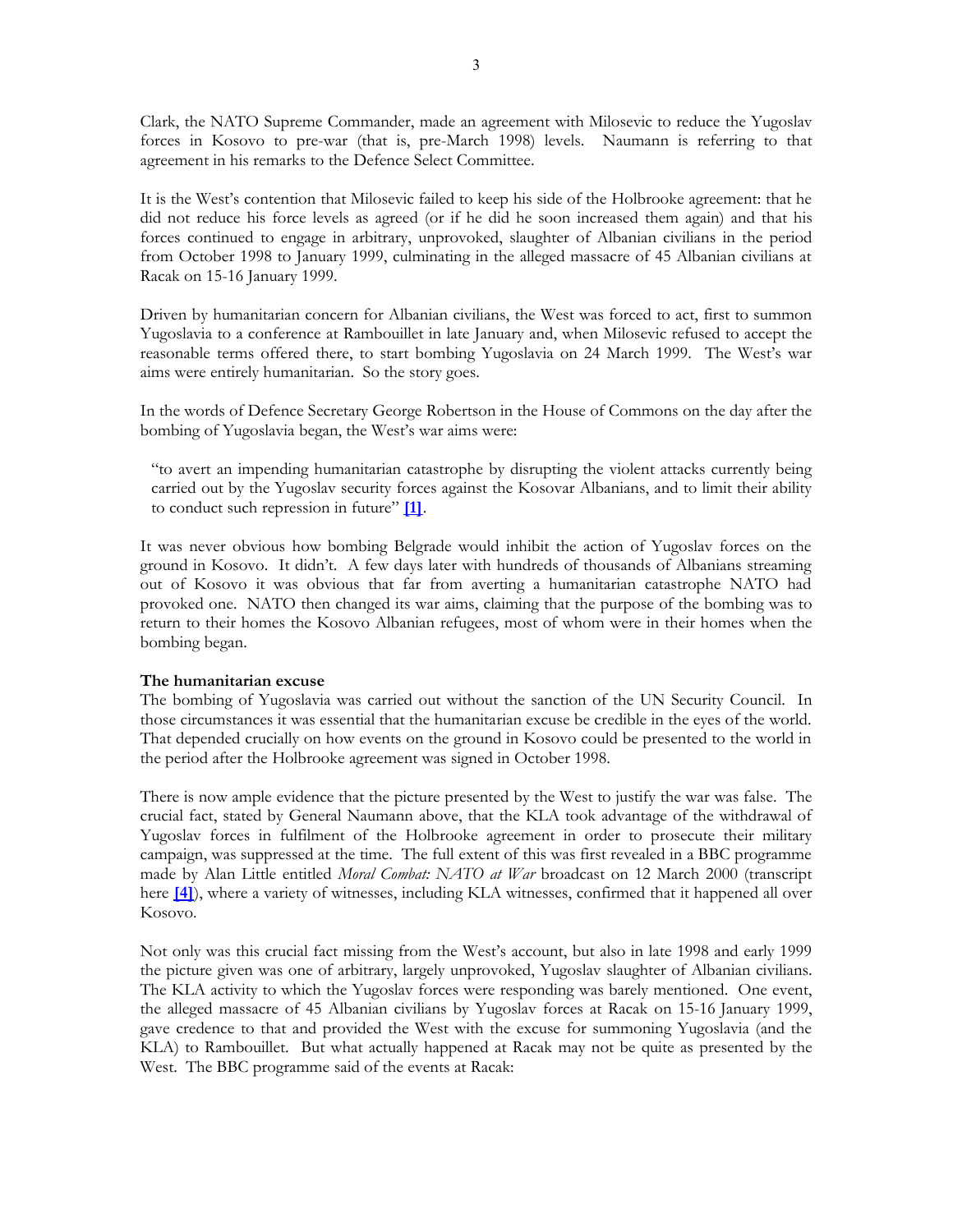Clark, the NATO Supreme Commander, made an agreement with Milosevic to reduce the Yugoslav forces in Kosovo to pre-war (that is, pre-March 1998) levels. Naumann is referring to that agreement in his remarks to the Defence Select Committee.

It is the West's contention that Milosevic failed to keep his side of the Holbrooke agreement: that he did not reduce his force levels as agreed (or if he did he soon increased them again) and that his forces continued to engage in arbitrary, unprovoked, slaughter of Albanian civilians in the period from October 1998 to January 1999, culminating in the alleged massacre of 45 Albanian civilians at Racak on 15-16 January 1999.

Driven by humanitarian concern for Albanian civilians, the West was forced to act, first to summon Yugoslavia to a conference at Rambouillet in late January and, when Milosevic refused to accept the reasonable terms offered there, to start bombing Yugoslavia on 24 March 1999. The West's war aims were entirely humanitarian. So the story goes.

In the words of Defence Secretary George Robertson in the House of Commons on the day after the bombing of Yugoslavia began, the West's war aims were:

> "to avert an impending humanitarian catastrophe by disrupting the violent attacks currently being carried out by the Yugoslav security forces against the Kosovar Albanians, and to limit their ability to conduct such repression in future" **[1]**.

It was never obvious how bombing Belgrade would inhibit the action of Yugoslav forces on the ground in Kosovo. It didn't. A few days later with hundreds of thousands of Albanians streaming out of Kosovo it was obvious that far from averting a humanitarian catastrophe NATO had provoked one. NATO then changed its war aims, claiming that the purpose of the bombing was to return to their homes the Kosovo Albanian refugees, most of whom were in their homes when the bombing began.

**The humanitarian excuse**

The bombing of Yugoslavia was carried out without the sanction of the UN Security Council. In those circumstances it was essential that the humanitarian excuse be credible in the eyes of the world. That depended crucially on how events on the ground in Kosovo could be presented to the world in the period after the Holbrooke agreement was signed in October 1998.

There is now ample evidence that the picture presented by the West to justify the war was false. The crucial fact, stated by General Naumann above, that the KLA took advantage of the withdrawal of Yugoslav forces in fulfilment of the Holbrooke agreement in order to prosecute their military campaign, was suppressed at the time. The full extent of this was first revealed in a BBC programme made by Alan Little entitled *Moral Combat: NATO at War* broadcast on 12 March 2000 (transcript here **[4]**), where a variety of witnesses, including KLA witnesses, confirmed that it happened all over Kosovo.

Not only was this crucial fact missing from the West's account, but also in late 1998 and early 1999 the picture given was one of arbitrary, largely unprovoked, Yugoslav slaughter of Albanian civilians. The KLA activity to which the Yugoslav forces were responding was barely mentioned. One event, the alleged massacre of 45 Albanian civilians by Yugoslav forces at Racak on 15-16 January 1999, gave credence to that and provided the West with the excuse for summoning Yugoslavia (and the KLA) to Rambouillet. But what actually happened at Racak may not be quite as presented by the West. The BBC programme said of the events at Racak: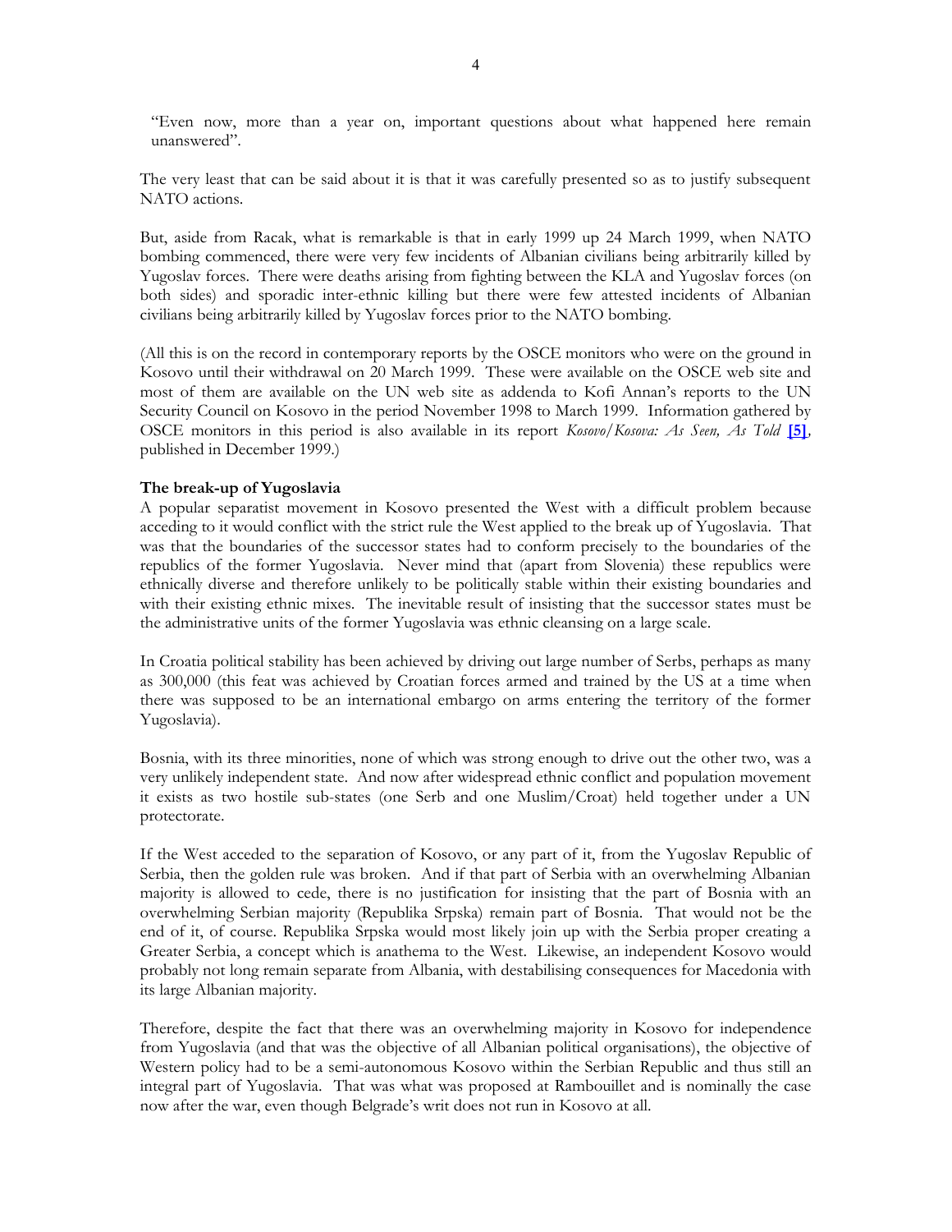"Even now, more than a year on, important questions about what happened here remain unanswered".

The very least that can be said about it is that it was carefully presented so as to justify subsequent NATO actions.

But, aside from Racak, what is remarkable is that in early 1999 up 24 March 1999, when NATO bombing commenced, there were very few incidents of Albanian civilians being arbitrarily killed by Yugoslav forces. There were deaths arising from fighting between the KLA and Yugoslav forces (on both sides) and sporadic inter-ethnic killing but there were few attested incidents of Albanian civilians being arbitrarily killed by Yugoslav forces prior to the NATO bombing.

(All this is on the record in contemporary reports by the OSCE monitors who were on the ground in Kosovo until their withdrawal on 20 March 1999. These were available on the OSCE web site and most of them are available on the UN web site as addenda to Kofi Annan's reports to the UN Security Council on Kosovo in the period November 1998 to March 1999. Information gathered by OSCE monitors in this period is also available in its report *Kosovo/Kosova: As Seen, As Told* **[5]**, published in December 1999.)

**The break-up of Yugoslavia**

A popular separatist movement in Kosovo presented the West with a difficult problem because acceding to it would conflict with the strict rule the West applied to the break up of Yugoslavia. That was that the boundaries of the successor states had to conform precisely to the boundaries of the republics of the former Yugoslavia. Never mind that (apart from Slovenia) these republics were ethnically diverse and therefore unlikely to be politically stable within their existing boundaries and with their existing ethnic mixes. The inevitable result of insisting that the successor states must be the administrative units of the former Yugoslavia was ethnic cleansing on a large scale.

In Croatia political stability has been achieved by driving out large number of Serbs, perhaps as many as 300,000 (this feat was achieved by Croatian forces armed and trained by the US at a time when there was supposed to be an international embargo on arms entering the territory of the former Yugoslavia).

Bosnia, with its three minorities, none of which was strong enough to drive out the other two, was a very unlikely independent state. And now after widespread ethnic conflict and population movement it exists as two hostile sub-states (one Serb and one Muslim/Croat) held together under a UN protectorate.

If the West acceded to the separation of Kosovo, or any part of it, from the Yugoslav Republic of Serbia, then the golden rule was broken. And if that part of Serbia with an overwhelming Albanian majority is allowed to cede, there is no justification for insisting that the part of Bosnia with an overwhelming Serbian majority (Republika Srpska) remain part of Bosnia. That would not be the end of it, of course. Republika Srpska would most likely join up with the Serbia proper creating a Greater Serbia, a concept which is anathema to the West. Likewise, an independent Kosovo would probably not long remain separate from Albania, with destabilising consequences for Macedonia with its large Albanian majority.

Therefore, despite the fact that there was an overwhelming majority in Kosovo for independence from Yugoslavia (and that was the objective of all Albanian political organisations), the objective of Western policy had to be a semi-autonomous Kosovo within the Serbian Republic and thus still an integral part of Yugoslavia. That was what was proposed at Rambouillet and is nominally the case now after the war, even though Belgrade's writ does not run in Kosovo at all.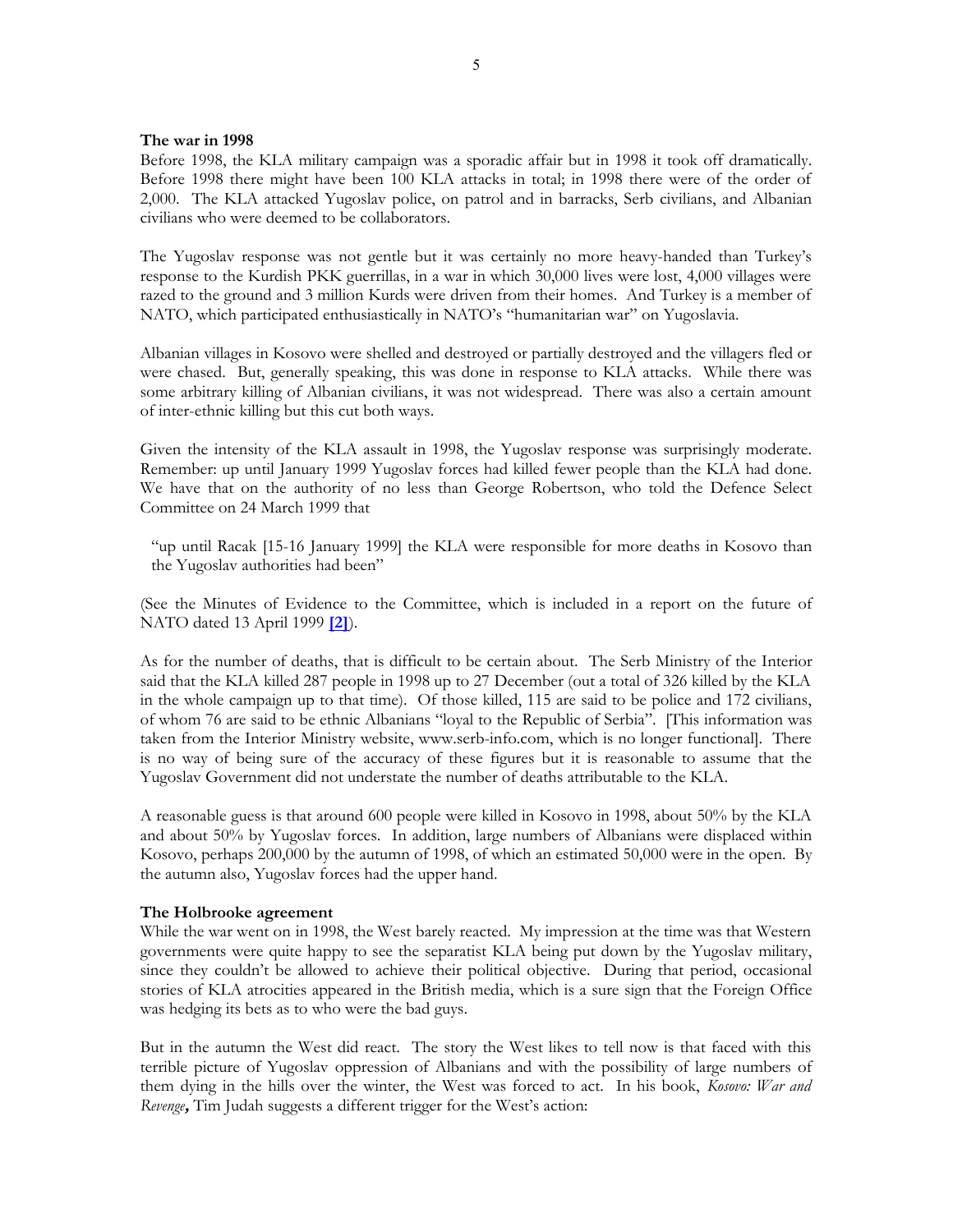**The war in 1998**

Before 1998, the KLA military campaign was a sporadic affair but in 1998 it took off dramatically. Before 1998 there might have been 100 KLA attacks in total; in 1998 there were of the order of 2,000. The KLA attacked Yugoslav police, on patrol and in barracks, Serb civilians, and Albanian civilians who were deemed to be collaborators.

The Yugoslav response was not gentle but it was certainly no more heavy-handed than Turkey's response to the Kurdish PKK guerrillas, in a war in which 30,000 lives were lost, 4,000 villages were razed to the ground and 3 million Kurds were driven from their homes. And Turkey is a member of NATO, which participated enthusiastically in NATO's "humanitarian war" on Yugoslavia.

Albanian villages in Kosovo were shelled and destroyed or partially destroyed and the villagers fled or were chased. But, generally speaking, this was done in response to KLA attacks. While there was some arbitrary killing of Albanian civilians, it was not widespread. There was also a certain amount of inter-ethnic killing but this cut both ways.

Given the intensity of the KLA assault in 1998, the Yugoslav response was surprisingly moderate. Remember: up until January 1999 Yugoslav forces had killed fewer people than the KLA had done. We have that on the authority of no less than George Robertson, who told the Defence Select Committee on 24 March 1999 that

> "up until Racak [15-16 January 1999] the KLA were responsible for more deaths in Kosovo than the Yugoslav authorities had been"

(See the Minutes of Evidence to the Committee, which is included in a report on the future of NATO dated 13 April 1999 **[2]**).

As for the number of deaths, that is difficult to be certain about. The Serb Ministry of the Interior said that the KLA killed 287 people in 1998 up to 27 December (out a total of 326 killed by the KLA in the whole campaign up to that time). Of those killed, 115 are said to be police and 172 civilians, of whom 76 are said to be ethnic Albanians "loyal to the Republic of Serbia". [This information was taken from the Interior Ministry website, www.serb-info.com, which is no longer functional]. There is no way of being sure of the accuracy of these figures but it is reasonable to assume that the Yugoslav Government did not understate the number of deaths attributable to the KLA.

A reasonable guess is that around 600 people were killed in Kosovo in 1998, about 50% by the KLA and about 50% by Yugoslav forces. In addition, large numbers of Albanians were displaced within Kosovo, perhaps 200,000 by the autumn of 1998, of which an estimated 50,000 were in the open. By the autumn also, Yugoslav forces had the upper hand.

**The Holbrooke agreement**

While the war went on in 1998, the West barely reacted. My impression at the time was that Western governments were quite happy to see the separatist KLA being put down by the Yugoslav military, since they couldn't be allowed to achieve their political objective. During that period, occasional stories of KLA atrocities appeared in the British media, which is a sure sign that the Foreign Office was hedging its bets as to who were the bad guys.

But in the autumn the West did react. The story the West likes to tell now is that faced with this terrible picture of Yugoslav oppression of Albanians and with the possibility of large numbers of them dying in the hills over the winter, the West was forced to act. In his book, *Kosovo: War and Revenge***,** Tim Judah suggests a different trigger for the West's action: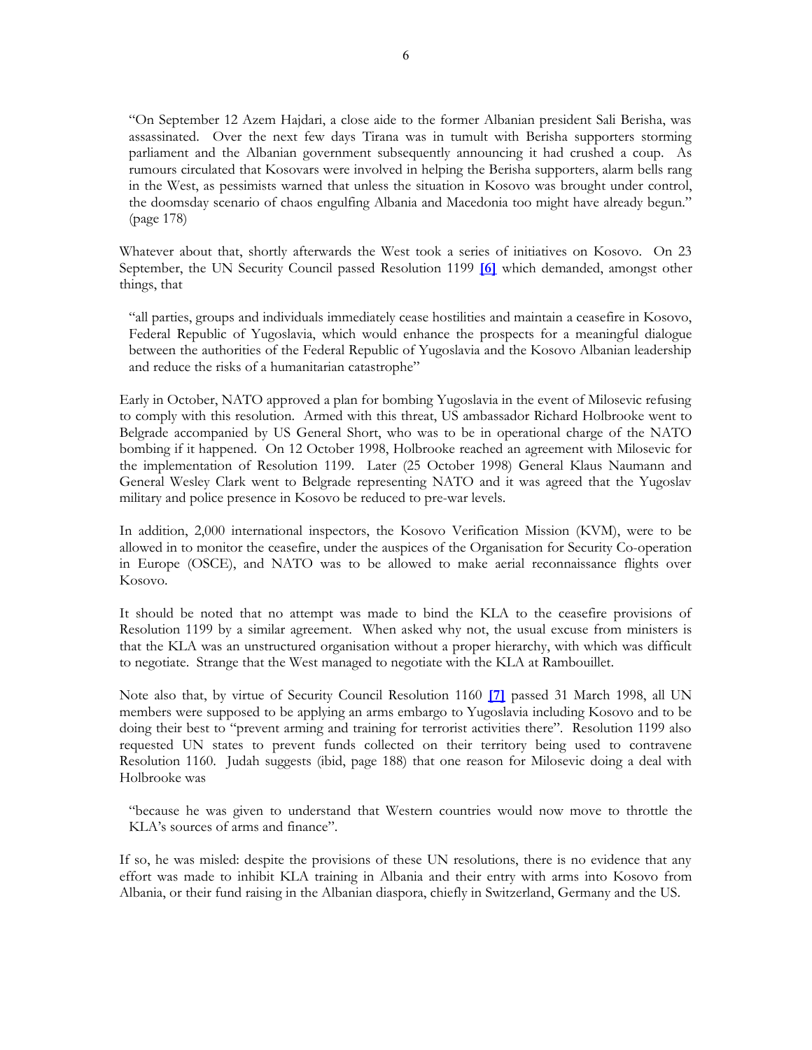> "On September 12 Azem Hajdari, a close aide to the former Albanian president Sali Berisha, was assassinated. Over the next few days Tirana was in tumult with Berisha supporters storming parliament and the Albanian government subsequently announcing it had crushed a coup. As rumours circulated that Kosovars were involved in helping the Berisha supporters, alarm bells rang in the West, as pessimists warned that unless the situation in Kosovo was brought under control, the doomsday scenario of chaos engulfing Albania and Macedonia too might have already begun." (page 178)

Whatever about that, shortly afterwards the West took a series of initiatives on Kosovo. On 23 September, the UN Security Council passed Resolution 1199 **[6]** which demanded, amongst other things, that

> "all parties, groups and individuals immediately cease hostilities and maintain a ceasefire in Kosovo, Federal Republic of Yugoslavia, which would enhance the prospects for a meaningful dialogue between the authorities of the Federal Republic of Yugoslavia and the Kosovo Albanian leadership and reduce the risks of a humanitarian catastrophe"

Early in October, NATO approved a plan for bombing Yugoslavia in the event of Milosevic refusing to comply with this resolution. Armed with this threat, US ambassador Richard Holbrooke went to Belgrade accompanied by US General Short, who was to be in operational charge of the NATO bombing if it happened. On 12 October 1998, Holbrooke reached an agreement with Milosevic for the implementation of Resolution 1199. Later (25 October 1998) General Klaus Naumann and General Wesley Clark went to Belgrade representing NATO and it was agreed that the Yugoslav military and police presence in Kosovo be reduced to pre-war levels.

In addition, 2,000 international inspectors, the Kosovo Verification Mission (KVM), were to be allowed in to monitor the ceasefire, under the auspices of the Organisation for Security Co-operation in Europe (OSCE), and NATO was to be allowed to make aerial reconnaissance flights over Kosovo.

It should be noted that no attempt was made to bind the KLA to the ceasefire provisions of Resolution 1199 by a similar agreement. When asked why not, the usual excuse from ministers is that the KLA was an unstructured organisation without a proper hierarchy, with which was difficult to negotiate. Strange that the West managed to negotiate with the KLA at Rambouillet.

Note also that, by virtue of Security Council Resolution 1160 **[7]** passed 31 March 1998, all UN members were supposed to be applying an arms embargo to Yugoslavia including Kosovo and to be doing their best to "prevent arming and training for terrorist activities there". Resolution 1199 also requested UN states to prevent funds collected on their territory being used to contravene Resolution 1160. Judah suggests (ibid, page 188) that one reason for Milosevic doing a deal with Holbrooke was

> "because he was given to understand that Western countries would now move to throttle the KLA's sources of arms and finance".

If so, he was misled: despite the provisions of these UN resolutions, there is no evidence that any effort was made to inhibit KLA training in Albania and their entry with arms into Kosovo from Albania, or their fund raising in the Albanian diaspora, chiefly in Switzerland, Germany and the US.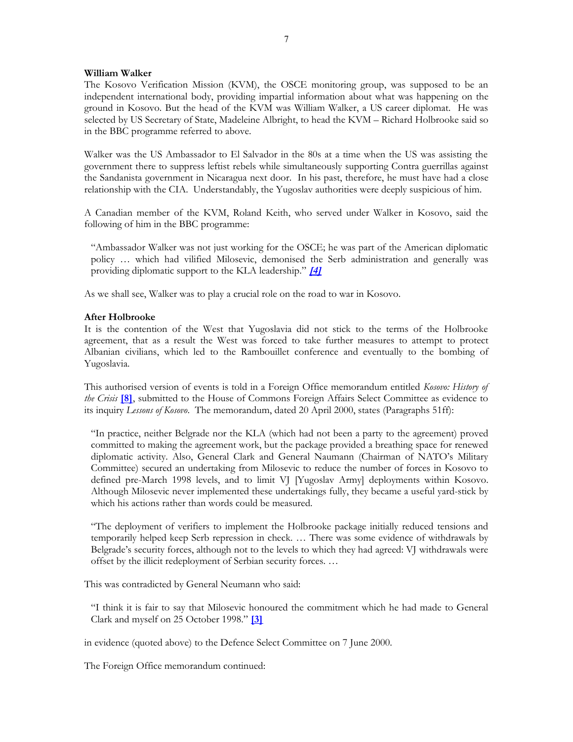**William Walker**

The Kosovo Verification Mission (KVM), the OSCE monitoring group, was supposed to be an independent international body, providing impartial information about what was happening on the ground in Kosovo. But the head of the KVM was William Walker, a US career diplomat. He was selected by US Secretary of State, Madeleine Albright, to head the KVM – Richard Holbrooke said so in the BBC programme referred to above.

Walker was the US Ambassador to El Salvador in the 80s at a time when the US was assisting the government there to suppress leftist rebels while simultaneously supporting Contra guerrillas against the Sandanista government in Nicaragua next door. In his past, therefore, he must have had a close relationship with the CIA. Understandably, the Yugoslav authorities were deeply suspicious of him.

A Canadian member of the KVM, Roland Keith, who served under Walker in Kosovo, said the following of him in the BBC programme:

> "Ambassador Walker was not just working for the OSCE; he was part of the American diplomatic policy … which had vilified Milosevic, demonised the Serb administration and generally was providing diplomatic support to the KLA leadership." ***[4]***

As we shall see, Walker was to play a crucial role on the road to war in Kosovo.

**After Holbrooke**

It is the contention of the West that Yugoslavia did not stick to the terms of the Holbrooke agreement, that as a result the West was forced to take further measures to attempt to protect Albanian civilians, which led to the Rambouillet conference and eventually to the bombing of Yugoslavia.

This authorised version of events is told in a Foreign Office memorandum entitled *Kosovo: History of the Crisis* **[8]**, submitted to the House of Commons Foreign Affairs Select Committee as evidence to its inquiry *Lessons of Kosovo*. The memorandum, dated 20 April 2000, states (Paragraphs 51ff):

> "In practice, neither Belgrade nor the KLA (which had not been a party to the agreement) proved committed to making the agreement work, but the package provided a breathing space for renewed diplomatic activity. Also, General Clark and General Naumann (Chairman of NATO's Military Committee) secured an undertaking from Milosevic to reduce the number of forces in Kosovo to defined pre-March 1998 levels, and to limit VJ [Yugoslav Army] deployments within Kosovo. Although Milosevic never implemented these undertakings fully, they became a useful yard-stick by which his actions rather than words could be measured.
>
> "The deployment of verifiers to implement the Holbrooke package initially reduced tensions and temporarily helped keep Serb repression in check. … There was some evidence of withdrawals by Belgrade's security forces, although not to the levels to which they had agreed: VJ withdrawals were offset by the illicit redeployment of Serbian security forces. …

This was contradicted by General Neumann who said:

> "I think it is fair to say that Milosevic honoured the commitment which he had made to General Clark and myself on 25 October 1998." **[3]**

in evidence (quoted above) to the Defence Select Committee on 7 June 2000.

The Foreign Office memorandum continued: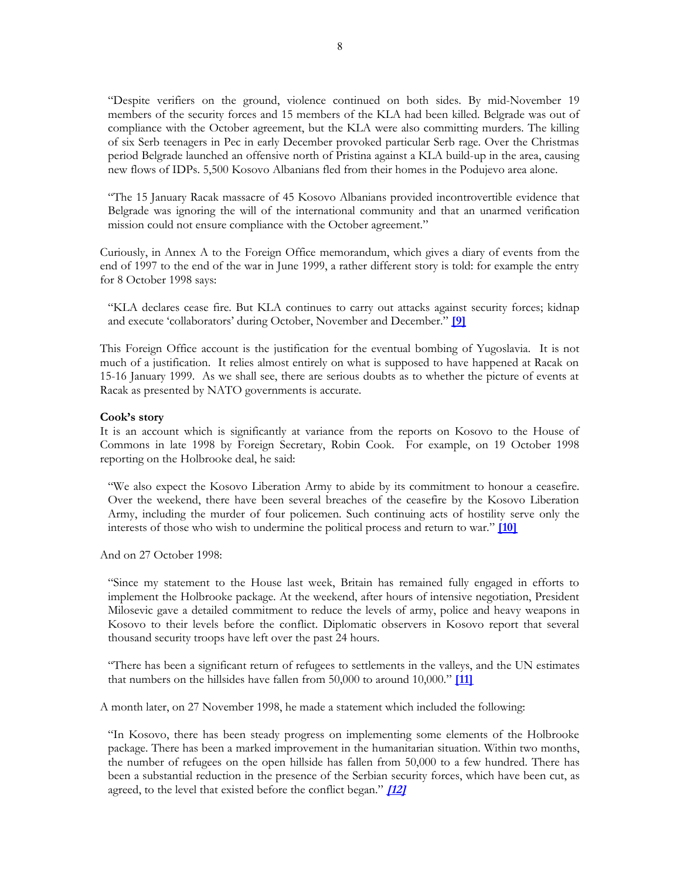"Despite verifiers on the ground, violence continued on both sides. By mid-November 19 members of the security forces and 15 members of the KLA had been killed. Belgrade was out of compliance with the October agreement, but the KLA were also committing murders. The killing of six Serb teenagers in Pec in early December provoked particular Serb rage. Over the Christmas period Belgrade launched an offensive north of Pristina against a KLA build-up in the area, causing new flows of IDPs. 5,500 Kosovo Albanians fled from their homes in the Podujevo area alone.

"The 15 January Racak massacre of 45 Kosovo Albanians provided incontrovertible evidence that Belgrade was ignoring the will of the international community and that an unarmed verification mission could not ensure compliance with the October agreement."

Curiously, in Annex A to the Foreign Office memorandum, which gives a diary of events from the end of 1997 to the end of the war in June 1999, a rather different story is told: for example the entry for 8 October 1998 says:

"KLA declares cease fire. But KLA continues to carry out attacks against security forces; kidnap and execute 'collaborators' during October, November and December." **[9]**

This Foreign Office account is the justification for the eventual bombing of Yugoslavia. It is not much of a justification. It relies almost entirely on what is supposed to have happened at Racak on 15-16 January 1999. As we shall see, there are serious doubts as to whether the picture of events at Racak as presented by NATO governments is accurate.

**Cook's story**

It is an account which is significantly at variance from the reports on Kosovo to the House of Commons in late 1998 by Foreign Secretary, Robin Cook. For example, on 19 October 1998 reporting on the Holbrooke deal, he said:

"We also expect the Kosovo Liberation Army to abide by its commitment to honour a ceasefire. Over the weekend, there have been several breaches of the ceasefire by the Kosovo Liberation Army, including the murder of four policemen. Such continuing acts of hostility serve only the interests of those who wish to undermine the political process and return to war." **[10]**

And on 27 October 1998:

"Since my statement to the House last week, Britain has remained fully engaged in efforts to implement the Holbrooke package. At the weekend, after hours of intensive negotiation, President Milosevic gave a detailed commitment to reduce the levels of army, police and heavy weapons in Kosovo to their levels before the conflict. Diplomatic observers in Kosovo report that several thousand security troops have left over the past 24 hours.

"There has been a significant return of refugees to settlements in the valleys, and the UN estimates that numbers on the hillsides have fallen from 50,000 to around 10,000." **[11]**

A month later, on 27 November 1998, he made a statement which included the following:

"In Kosovo, there has been steady progress on implementing some elements of the Holbrooke package. There has been a marked improvement in the humanitarian situation. Within two months, the number of refugees on the open hillside has fallen from 50,000 to a few hundred. There has been a substantial reduction in the presence of the Serbian security forces, which have been cut, as agreed, to the level that existed before the conflict began." ***[12]***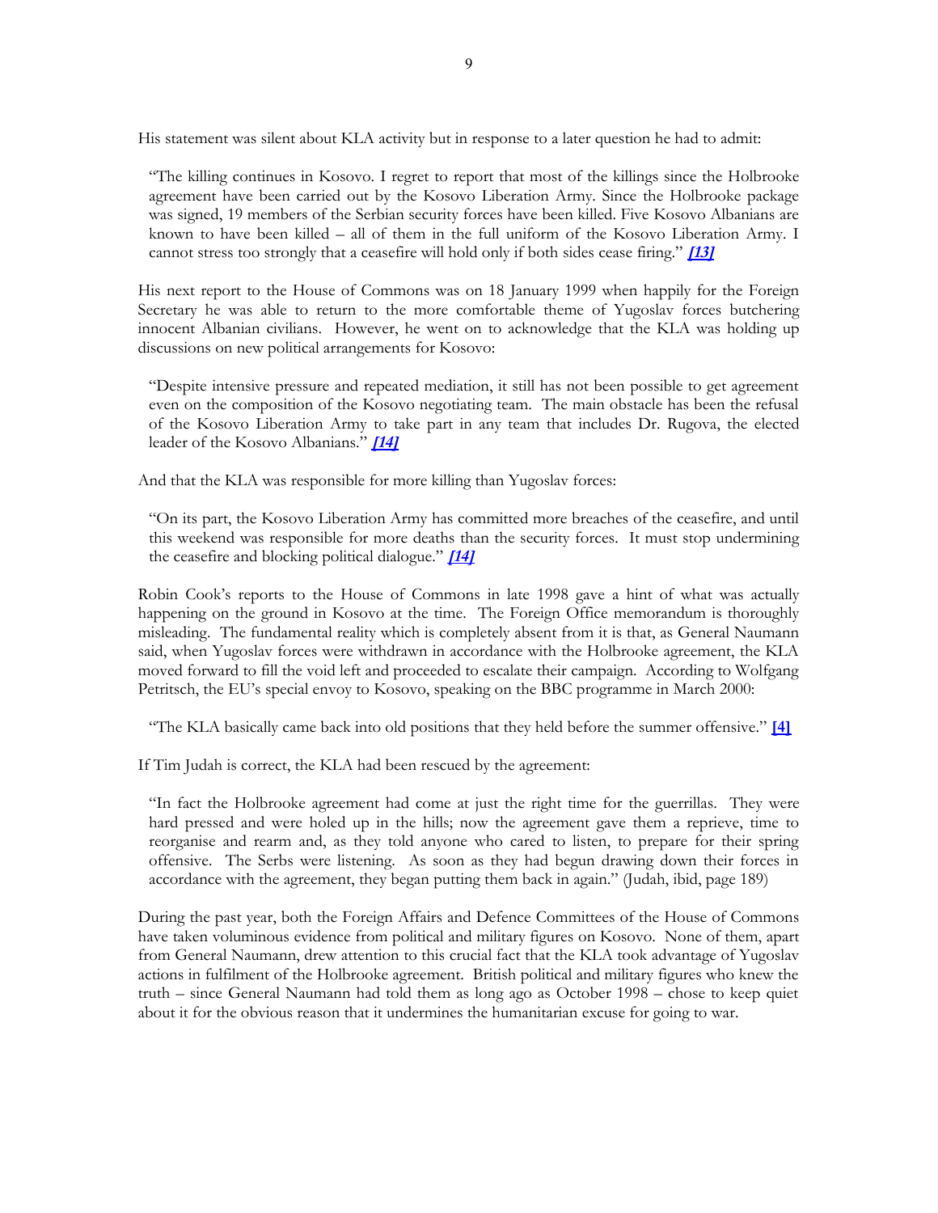His statement was silent about KLA activity but in response to a later question he had to admit:

> "The killing continues in Kosovo. I regret to report that most of the killings since the Holbrooke agreement have been carried out by the Kosovo Liberation Army. Since the Holbrooke package was signed, 19 members of the Serbian security forces have been killed. Five Kosovo Albanians are known to have been killed – all of them in the full uniform of the Kosovo Liberation Army. I cannot stress too strongly that a ceasefire will hold only if both sides cease firing." ***[13]***

His next report to the House of Commons was on 18 January 1999 when happily for the Foreign Secretary he was able to return to the more comfortable theme of Yugoslav forces butchering innocent Albanian civilians. However, he went on to acknowledge that the KLA was holding up discussions on new political arrangements for Kosovo:

> "Despite intensive pressure and repeated mediation, it still has not been possible to get agreement even on the composition of the Kosovo negotiating team. The main obstacle has been the refusal of the Kosovo Liberation Army to take part in any team that includes Dr. Rugova, the elected leader of the Kosovo Albanians." ***[14]***

And that the KLA was responsible for more killing than Yugoslav forces:

> "On its part, the Kosovo Liberation Army has committed more breaches of the ceasefire, and until this weekend was responsible for more deaths than the security forces. It must stop undermining the ceasefire and blocking political dialogue." ***[14]***

Robin Cook's reports to the House of Commons in late 1998 gave a hint of what was actually happening on the ground in Kosovo at the time. The Foreign Office memorandum is thoroughly misleading. The fundamental reality which is completely absent from it is that, as General Naumann said, when Yugoslav forces were withdrawn in accordance with the Holbrooke agreement, the KLA moved forward to fill the void left and proceeded to escalate their campaign. According to Wolfgang Petritsch, the EU's special envoy to Kosovo, speaking on the BBC programme in March 2000:

> "The KLA basically came back into old positions that they held before the summer offensive." **[4]**

If Tim Judah is correct, the KLA had been rescued by the agreement:

> "In fact the Holbrooke agreement had come at just the right time for the guerrillas. They were hard pressed and were holed up in the hills; now the agreement gave them a reprieve, time to reorganise and rearm and, as they told anyone who cared to listen, to prepare for their spring offensive. The Serbs were listening. As soon as they had begun drawing down their forces in accordance with the agreement, they began putting them back in again." (Judah, ibid, page 189)

During the past year, both the Foreign Affairs and Defence Committees of the House of Commons have taken voluminous evidence from political and military figures on Kosovo. None of them, apart from General Naumann, drew attention to this crucial fact that the KLA took advantage of Yugoslav actions in fulfilment of the Holbrooke agreement. British political and military figures who knew the truth – since General Naumann had told them as long ago as October 1998 – chose to keep quiet about it for the obvious reason that it undermines the humanitarian excuse for going to war.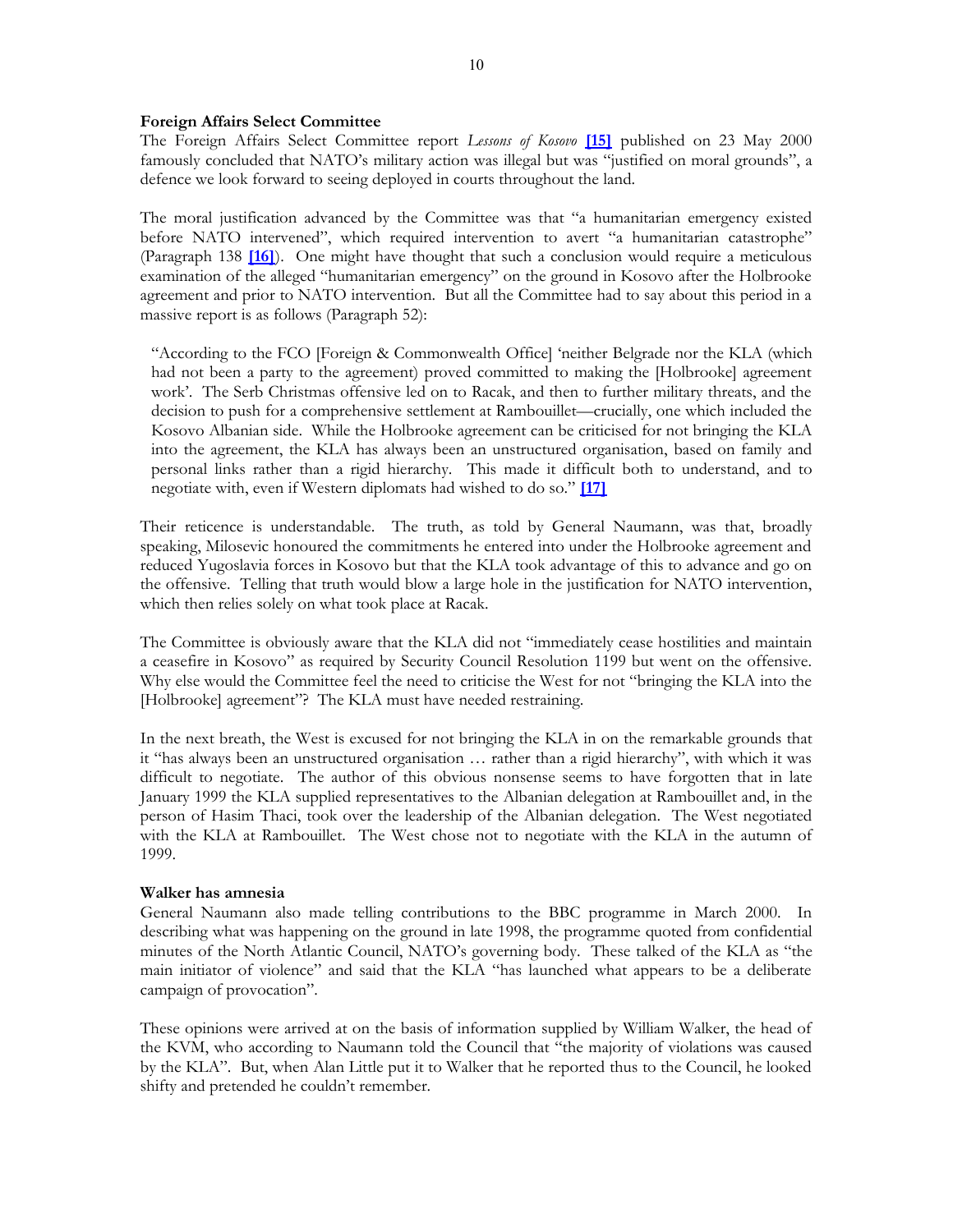**Foreign Affairs Select Committee**

The Foreign Affairs Select Committee report *Lessons of Kosovo* [15] published on 23 May 2000 famously concluded that NATO's military action was illegal but was "justified on moral grounds", a defence we look forward to seeing deployed in courts throughout the land.

The moral justification advanced by the Committee was that "a humanitarian emergency existed before NATO intervened", which required intervention to avert "a humanitarian catastrophe" (Paragraph 138 [16]). One might have thought that such a conclusion would require a meticulous examination of the alleged "humanitarian emergency" on the ground in Kosovo after the Holbrooke agreement and prior to NATO intervention. But all the Committee had to say about this period in a massive report is as follows (Paragraph 52):

> "According to the FCO [Foreign & Commonwealth Office] 'neither Belgrade nor the KLA (which had not been a party to the agreement) proved committed to making the [Holbrooke] agreement work'. The Serb Christmas offensive led on to Racak, and then to further military threats, and the decision to push for a comprehensive settlement at Rambouillet—crucially, one which included the Kosovo Albanian side. While the Holbrooke agreement can be criticised for not bringing the KLA into the agreement, the KLA has always been an unstructured organisation, based on family and personal links rather than a rigid hierarchy. This made it difficult both to understand, and to negotiate with, even if Western diplomats had wished to do so." [17]

Their reticence is understandable. The truth, as told by General Naumann, was that, broadly speaking, Milosevic honoured the commitments he entered into under the Holbrooke agreement and reduced Yugoslavia forces in Kosovo but that the KLA took advantage of this to advance and go on the offensive. Telling that truth would blow a large hole in the justification for NATO intervention, which then relies solely on what took place at Racak.

The Committee is obviously aware that the KLA did not "immediately cease hostilities and maintain a ceasefire in Kosovo" as required by Security Council Resolution 1199 but went on the offensive. Why else would the Committee feel the need to criticise the West for not "bringing the KLA into the [Holbrooke] agreement"? The KLA must have needed restraining.

In the next breath, the West is excused for not bringing the KLA in on the remarkable grounds that it "has always been an unstructured organisation … rather than a rigid hierarchy", with which it was difficult to negotiate. The author of this obvious nonsense seems to have forgotten that in late January 1999 the KLA supplied representatives to the Albanian delegation at Rambouillet and, in the person of Hasim Thaci, took over the leadership of the Albanian delegation. The West negotiated with the KLA at Rambouillet. The West chose not to negotiate with the KLA in the autumn of 1999.

**Walker has amnesia**

General Naumann also made telling contributions to the BBC programme in March 2000. In describing what was happening on the ground in late 1998, the programme quoted from confidential minutes of the North Atlantic Council, NATO's governing body. These talked of the KLA as "the main initiator of violence" and said that the KLA "has launched what appears to be a deliberate campaign of provocation".

These opinions were arrived at on the basis of information supplied by William Walker, the head of the KVM, who according to Naumann told the Council that "the majority of violations was caused by the KLA". But, when Alan Little put it to Walker that he reported thus to the Council, he looked shifty and pretended he couldn't remember.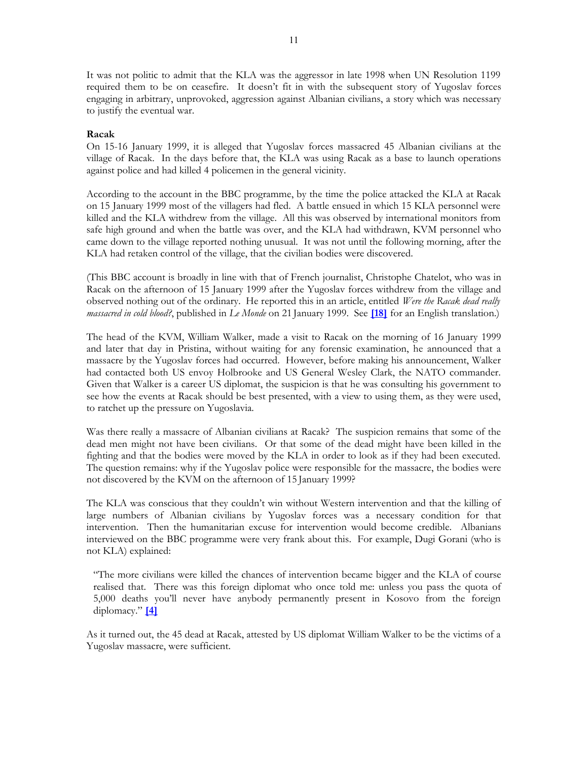It was not politic to admit that the KLA was the aggressor in late 1998 when UN Resolution 1199 required them to be on ceasefire. It doesn't fit in with the subsequent story of Yugoslav forces engaging in arbitrary, unprovoked, aggression against Albanian civilians, a story which was necessary to justify the eventual war.

**Racak**

On 15-16 January 1999, it is alleged that Yugoslav forces massacred 45 Albanian civilians at the village of Racak. In the days before that, the KLA was using Racak as a base to launch operations against police and had killed 4 policemen in the general vicinity.

According to the account in the BBC programme, by the time the police attacked the KLA at Racak on 15 January 1999 most of the villagers had fled. A battle ensued in which 15 KLA personnel were killed and the KLA withdrew from the village. All this was observed by international monitors from safe high ground and when the battle was over, and the KLA had withdrawn, KVM personnel who came down to the village reported nothing unusual. It was not until the following morning, after the KLA had retaken control of the village, that the civilian bodies were discovered.

(This BBC account is broadly in line with that of French journalist, Christophe Chatelot, who was in Racak on the afternoon of 15 January 1999 after the Yugoslav forces withdrew from the village and observed nothing out of the ordinary. He reported this in an article, entitled *Were the Racak dead really massacred in cold blood?*, published in *Le Monde* on 21 January 1999. See **[18]** for an English translation.)

The head of the KVM, William Walker, made a visit to Racak on the morning of 16 January 1999 and later that day in Pristina, without waiting for any forensic examination, he announced that a massacre by the Yugoslav forces had occurred. However, before making his announcement, Walker had contacted both US envoy Holbrooke and US General Wesley Clark, the NATO commander. Given that Walker is a career US diplomat, the suspicion is that he was consulting his government to see how the events at Racak should be best presented, with a view to using them, as they were used, to ratchet up the pressure on Yugoslavia.

Was there really a massacre of Albanian civilians at Racak? The suspicion remains that some of the dead men might not have been civilians. Or that some of the dead might have been killed in the fighting and that the bodies were moved by the KLA in order to look as if they had been executed. The question remains: why if the Yugoslav police were responsible for the massacre, the bodies were not discovered by the KVM on the afternoon of 15 January 1999?

The KLA was conscious that they couldn't win without Western intervention and that the killing of large numbers of Albanian civilians by Yugoslav forces was a necessary condition for that intervention. Then the humanitarian excuse for intervention would become credible. Albanians interviewed on the BBC programme were very frank about this. For example, Dugi Gorani (who is not KLA) explained:

> "The more civilians were killed the chances of intervention became bigger and the KLA of course realised that. There was this foreign diplomat who once told me: unless you pass the quota of 5,000 deaths you'll never have anybody permanently present in Kosovo from the foreign diplomacy." **[4]**

As it turned out, the 45 dead at Racak, attested by US diplomat William Walker to be the victims of a Yugoslav massacre, were sufficient.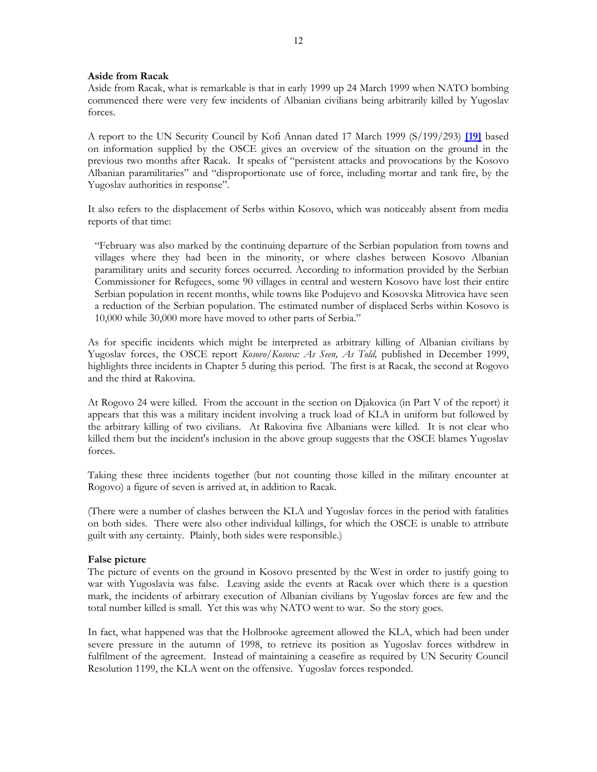**Aside from Racak**

Aside from Racak, what is remarkable is that in early 1999 up 24 March 1999 when NATO bombing commenced there were very few incidents of Albanian civilians being arbitrarily killed by Yugoslav forces.

A report to the UN Security Council by Kofi Annan dated 17 March 1999 (S/199/293) **[19]** based on information supplied by the OSCE gives an overview of the situation on the ground in the previous two months after Racak. It speaks of "persistent attacks and provocations by the Kosovo Albanian paramilitaries" and "disproportionate use of force, including mortar and tank fire, by the Yugoslav authorities in response".

It also refers to the displacement of Serbs within Kosovo, which was noticeably absent from media reports of that time:

> "February was also marked by the continuing departure of the Serbian population from towns and villages where they had been in the minority, or where clashes between Kosovo Albanian paramilitary units and security forces occurred. According to information provided by the Serbian Commissioner for Refugees, some 90 villages in central and western Kosovo have lost their entire Serbian population in recent months, while towns like Podujevo and Kosovska Mitrovica have seen a reduction of the Serbian population. The estimated number of displaced Serbs within Kosovo is 10,000 while 30,000 more have moved to other parts of Serbia."

As for specific incidents which might be interpreted as arbitrary killing of Albanian civilians by Yugoslav forces, the OSCE report *Kosovo/Kosova: As Seen, As Told,* published in December 1999, highlights three incidents in Chapter 5 during this period. The first is at Racak, the second at Rogovo and the third at Rakovina.

At Rogovo 24 were killed. From the account in the section on Djakovica (in Part V of the report) it appears that this was a military incident involving a truck load of KLA in uniform but followed by the arbitrary killing of two civilians. At Rakovina five Albanians were killed. It is not clear who killed them but the incident's inclusion in the above group suggests that the OSCE blames Yugoslav forces.

Taking these three incidents together (but not counting those killed in the military encounter at Rogovo) a figure of seven is arrived at, in addition to Racak.

(There were a number of clashes between the KLA and Yugoslav forces in the period with fatalities on both sides. There were also other individual killings, for which the OSCE is unable to attribute guilt with any certainty. Plainly, both sides were responsible.)

**False picture**

The picture of events on the ground in Kosovo presented by the West in order to justify going to war with Yugoslavia was false. Leaving aside the events at Racak over which there is a question mark, the incidents of arbitrary execution of Albanian civilians by Yugoslav forces are few and the total number killed is small. Yet this was why NATO went to war. So the story goes.

In fact, what happened was that the Holbrooke agreement allowed the KLA, which had been under severe pressure in the autumn of 1998, to retrieve its position as Yugoslav forces withdrew in fulfilment of the agreement. Instead of maintaining a ceasefire as required by UN Security Council Resolution 1199, the KLA went on the offensive. Yugoslav forces responded.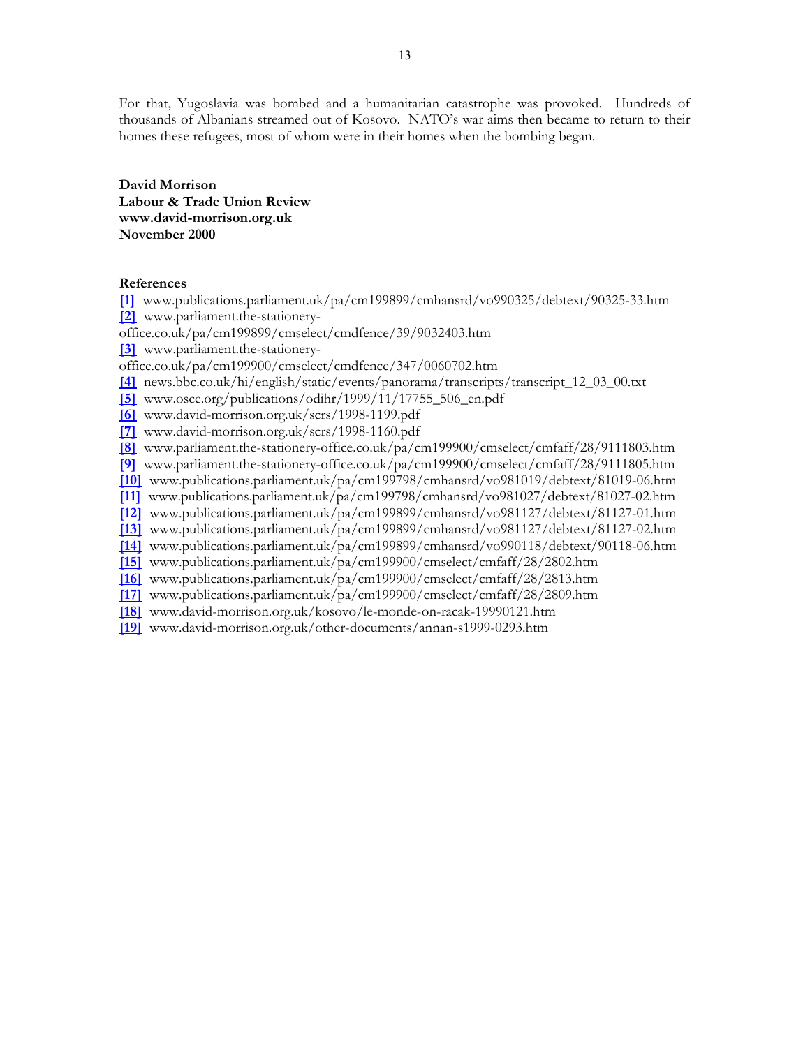For that, Yugoslavia was bombed and a humanitarian catastrophe was provoked. Hundreds of thousands of Albanians streamed out of Kosovo. NATO's war aims then became to return to their homes these refugees, most of whom were in their homes when the bombing began.

**David Morrison**
**Labour & Trade Union Review**
**www.david-morrison.org.uk**
**November 2000**

**References**

[1] www.publications.parliament.uk/pa/cm199899/cmhansrd/vo990325/debtext/90325-33.htm
[2] www.parliament.the-stationery-office.co.uk/pa/cm199899/cmselect/cmdfence/39/9032403.htm
[3] www.parliament.the-stationery-office.co.uk/pa/cm199900/cmselect/cmdfence/347/0060702.htm
[4] news.bbc.co.uk/hi/english/static/events/panorama/transcripts/transcript_12_03_00.txt
[5] www.osce.org/publications/odihr/1999/11/17755_506_en.pdf
[6] www.david-morrison.org.uk/scrs/1998-1199.pdf
[7] www.david-morrison.org.uk/scrs/1998-1160.pdf
[8] www.parliament.the-stationery-office.co.uk/pa/cm199900/cmselect/cmfaff/28/9111803.htm
[9] www.parliament.the-stationery-office.co.uk/pa/cm199900/cmselect/cmfaff/28/9111805.htm
[10] www.publications.parliament.uk/pa/cm199798/cmhansrd/vo981019/debtext/81019-06.htm
[11] www.publications.parliament.uk/pa/cm199798/cmhansrd/vo981027/debtext/81027-02.htm
[12] www.publications.parliament.uk/pa/cm199899/cmhansrd/vo981127/debtext/81127-01.htm
[13] www.publications.parliament.uk/pa/cm199899/cmhansrd/vo981127/debtext/81127-02.htm
[14] www.publications.parliament.uk/pa/cm199899/cmhansrd/vo990118/debtext/90118-06.htm
[15] www.publications.parliament.uk/pa/cm199900/cmselect/cmfaff/28/2802.htm
[16] www.publications.parliament.uk/pa/cm199900/cmselect/cmfaff/28/2813.htm
[17] www.publications.parliament.uk/pa/cm199900/cmselect/cmfaff/28/2809.htm
[18] www.david-morrison.org.uk/kosovo/le-monde-on-racak-19990121.htm
[19] www.david-morrison.org.uk/other-documents/annan-s1999-0293.htm